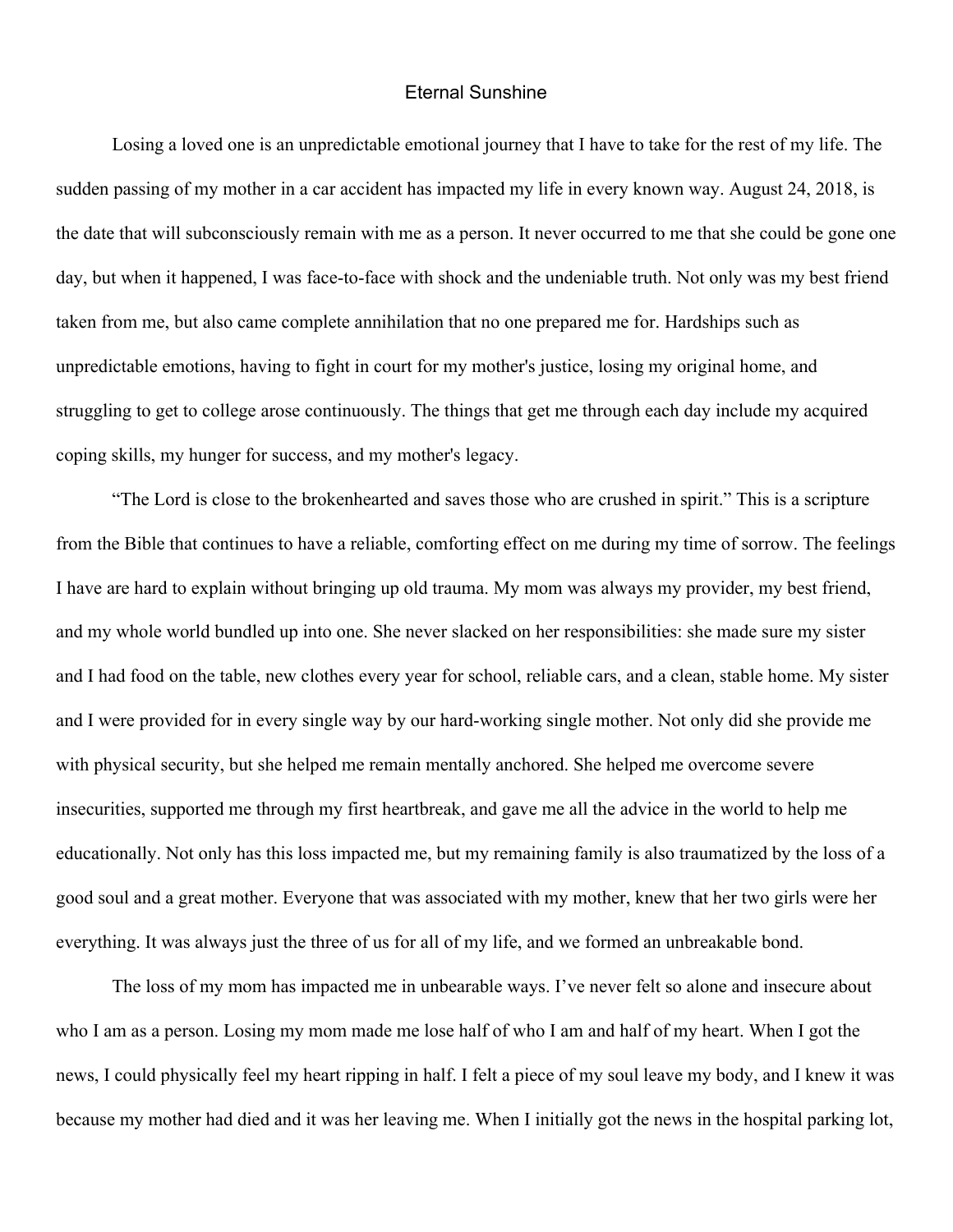# Eternal Sunshine

Losing a loved one is an unpredictable emotional journey that I have to take for the rest of my life. The sudden passing of my mother in a car accident has impacted my life in every known way. August 24, 2018, is the date that will subconsciously remain with me as a person. It never occurred to me that she could be gone one day, but when it happened, I was face-to-face with shock and the undeniable truth. Not only was my best friend taken from me, but also came complete annihilation that no one prepared me for. Hardships such as unpredictable emotions, having to fight in court for my mother's justice, losing my original home, and struggling to get to college arose continuously. The things that get me through each day include my acquired coping skills, my hunger for success, and my mother's legacy.

"The Lord is close to the brokenhearted and saves those who are crushed in spirit." This is a scripture from the Bible that continues to have a reliable, comforting effect on me during my time of sorrow. The feelings I have are hard to explain without bringing up old trauma. My mom was always my provider, my best friend, and my whole world bundled up into one. She never slacked on her responsibilities: she made sure my sister and I had food on the table, new clothes every year for school, reliable cars, and a clean, stable home. My sister and I were provided for in every single way by our hard-working single mother. Not only did she provide me with physical security, but she helped me remain mentally anchored. She helped me overcome severe insecurities, supported me through my first heartbreak, and gave me all the advice in the world to help me educationally. Not only has this loss impacted me, but my remaining family is also traumatized by the loss of a good soul and a great mother. Everyone that was associated with my mother, knew that her two girls were her everything. It was always just the three of us for all of my life, and we formed an unbreakable bond.

The loss of my mom has impacted me in unbearable ways. I've never felt so alone and insecure about who I am as a person. Losing my mom made me lose half of who I am and half of my heart. When I got the news, I could physically feel my heart ripping in half. I felt a piece of my soul leave my body, and I knew it was because my mother had died and it was her leaving me. When I initially got the news in the hospital parking lot,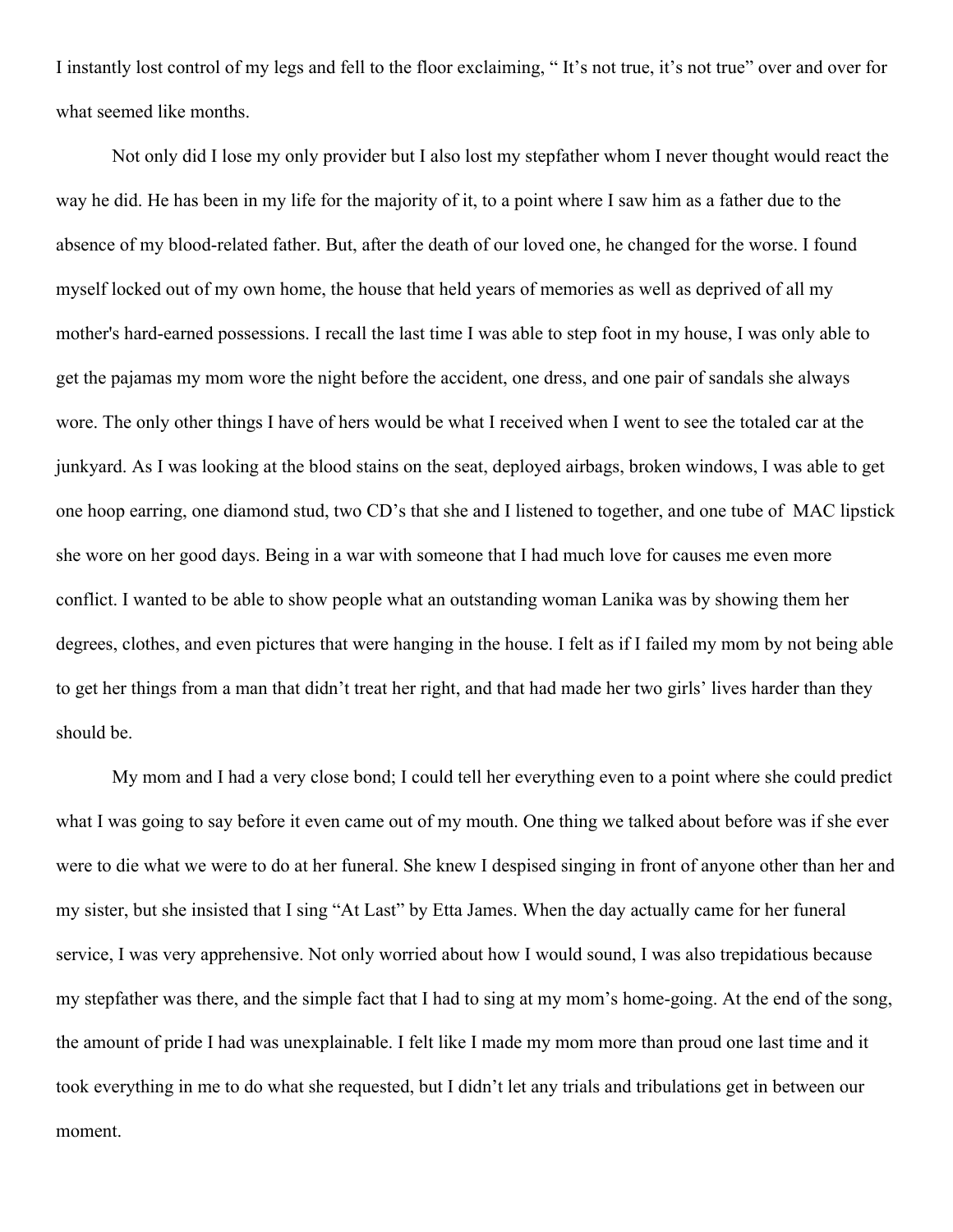I instantly lost control of my legs and fell to the floor exclaiming, " It's not true, it's not true" over and over for what seemed like months.

Not only did I lose my only provider but I also lost my stepfather whom I never thought would react the way he did. He has been in my life for the majority of it, to a point where I saw him as a father due to the absence of my blood-related father. But, after the death of our loved one, he changed for the worse. I found myself locked out of my own home, the house that held years of memories as well as deprived of all my mother's hard-earned possessions. I recall the last time I was able to step foot in my house, I was only able to get the pajamas my mom wore the night before the accident, one dress, and one pair of sandals she always wore. The only other things I have of hers would be what I received when I went to see the totaled car at the junkyard. As I was looking at the blood stains on the seat, deployed airbags, broken windows, I was able to get one hoop earring, one diamond stud, two CD's that she and I listened to together, and one tube of MAC lipstick she wore on her good days. Being in a war with someone that I had much love for causes me even more conflict. I wanted to be able to show people what an outstanding woman Lanika was by showing them her degrees, clothes, and even pictures that were hanging in the house. I felt as if I failed my mom by not being able to get her things from a man that didn't treat her right, and that had made her two girls' lives harder than they should be.

My mom and I had a very close bond; I could tell her everything even to a point where she could predict what I was going to say before it even came out of my mouth. One thing we talked about before was if she ever were to die what we were to do at her funeral. She knew I despised singing in front of anyone other than her and my sister, but she insisted that I sing "At Last" by Etta James. When the day actually came for her funeral service, I was very apprehensive. Not only worried about how I would sound, I was also trepidatious because my stepfather was there, and the simple fact that I had to sing at my mom's home-going. At the end of the song, the amount of pride I had was unexplainable. I felt like I made my mom more than proud one last time and it took everything in me to do what she requested, but I didn't let any trials and tribulations get in between our moment.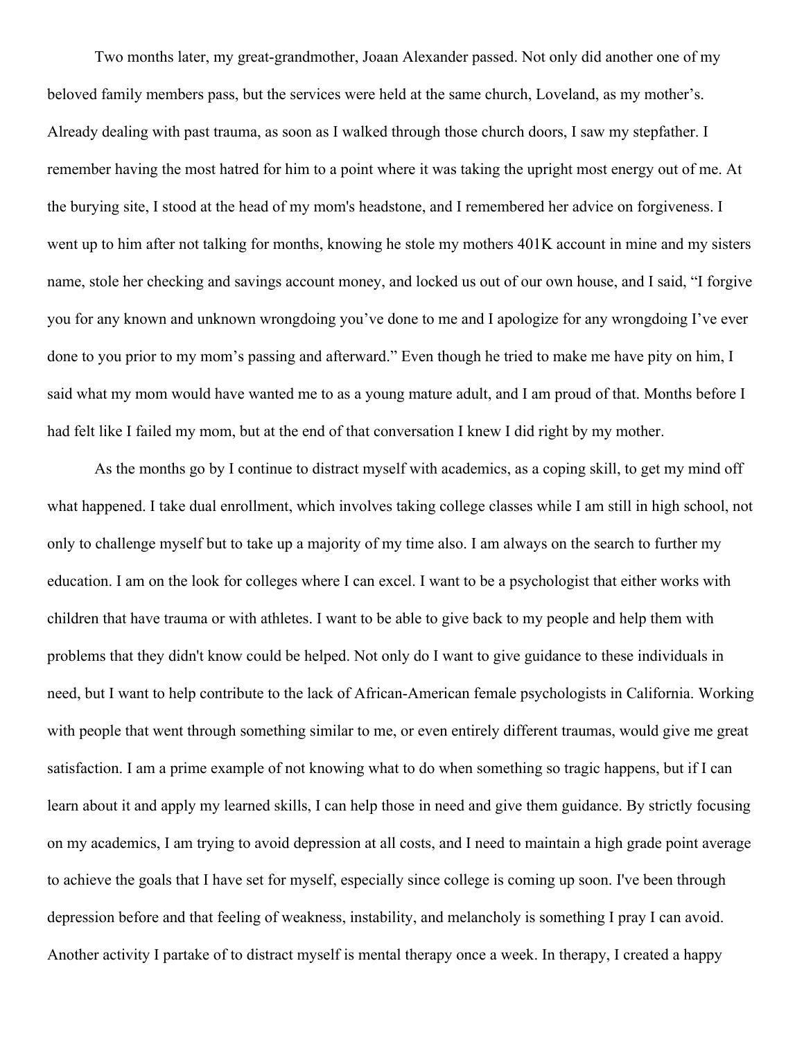Two months later, my great-grandmother, Joaan Alexander passed. Not only did another one of my beloved family members pass, but the services were held at the same church, Loveland, as my mother's. Already dealing with past trauma, as soon as I walked through those church doors, I saw my stepfather. I remember having the most hatred for him to a point where it was taking the upright most energy out of me. At the burying site, I stood at the head of my mom's headstone, and I remembered her advice on forgiveness. I went up to him after not talking for months, knowing he stole my mothers 401K account in mine and my sisters name, stole her checking and savings account money, and locked us out of our own house, and I said, "I forgive you for any known and unknown wrongdoing you've done to me and I apologize for any wrongdoing I've ever done to you prior to my mom's passing and afterward." Even though he tried to make me have pity on him, I said what my mom would have wanted me to as a young mature adult, and I am proud of that. Months before I had felt like I failed my mom, but at the end of that conversation I knew I did right by my mother.

As the months go by I continue to distract myself with academics, as a coping skill, to get my mind off what happened. I take dual enrollment, which involves taking college classes while I am still in high school, not only to challenge myself but to take up a majority of my time also. I am always on the search to further my education. I am on the look for colleges where I can excel. I want to be a psychologist that either works with children that have trauma or with athletes. I want to be able to give back to my people and help them with problems that they didn't know could be helped. Not only do I want to give guidance to these individuals in need, but I want to help contribute to the lack of African-American female psychologists in California. Working with people that went through something similar to me, or even entirely different traumas, would give me great satisfaction. I am a prime example of not knowing what to do when something so tragic happens, but if I can learn about it and apply my learned skills, I can help those in need and give them guidance. By strictly focusing on my academics, I am trying to avoid depression at all costs, and I need to maintain a high grade point average to achieve the goals that I have set for myself, especially since college is coming up soon. I've been through depression before and that feeling of weakness, instability, and melancholy is something I pray I can avoid. Another activity I partake of to distract myself is mental therapy once a week. In therapy, I created a happy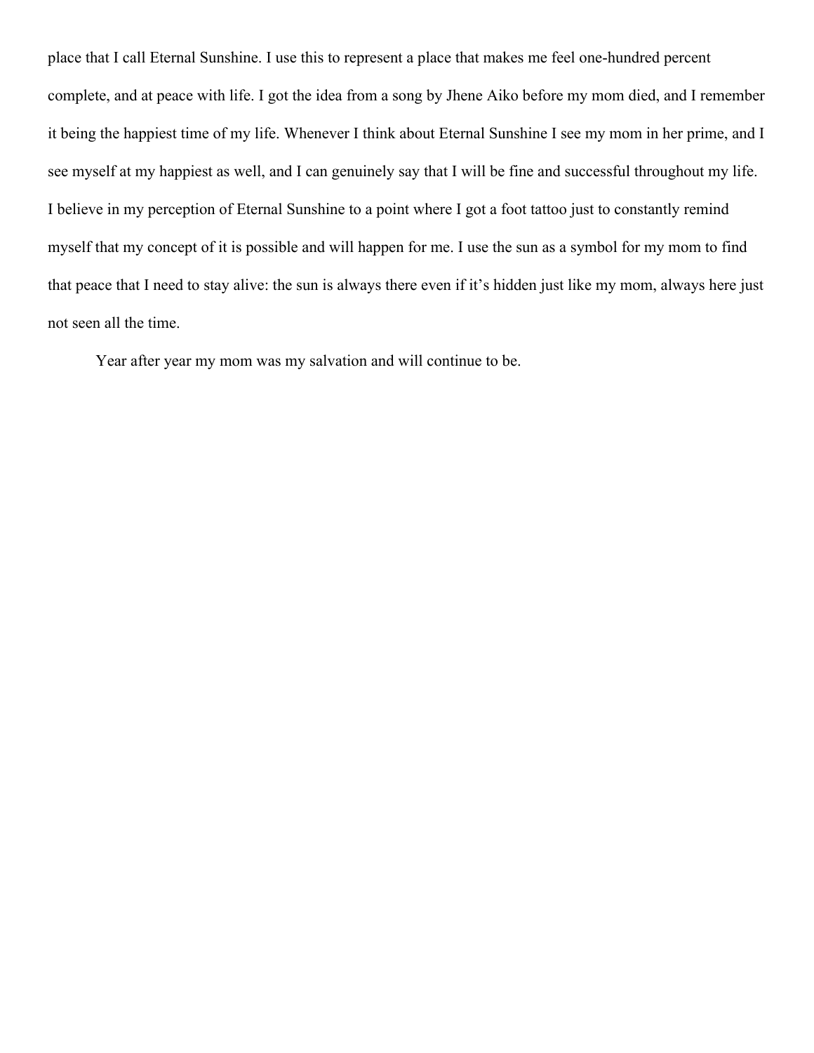place that I call Eternal Sunshine. I use this to represent a place that makes me feel one-hundred percent complete, and at peace with life. I got the idea from a song by Jhene Aiko before my mom died, and I remember it being the happiest time of my life. Whenever I think about Eternal Sunshine I see my mom in her prime, and I see myself at my happiest as well, and I can genuinely say that I will be fine and successful throughout my life. I believe in my perception of Eternal Sunshine to a point where I got a foot tattoo just to constantly remind myself that my concept of it is possible and will happen for me. I use the sun as a symbol for my mom to find that peace that I need to stay alive: the sun is always there even if it's hidden just like my mom, always here just not seen all the time.

Year after year my mom was my salvation and will continue to be.